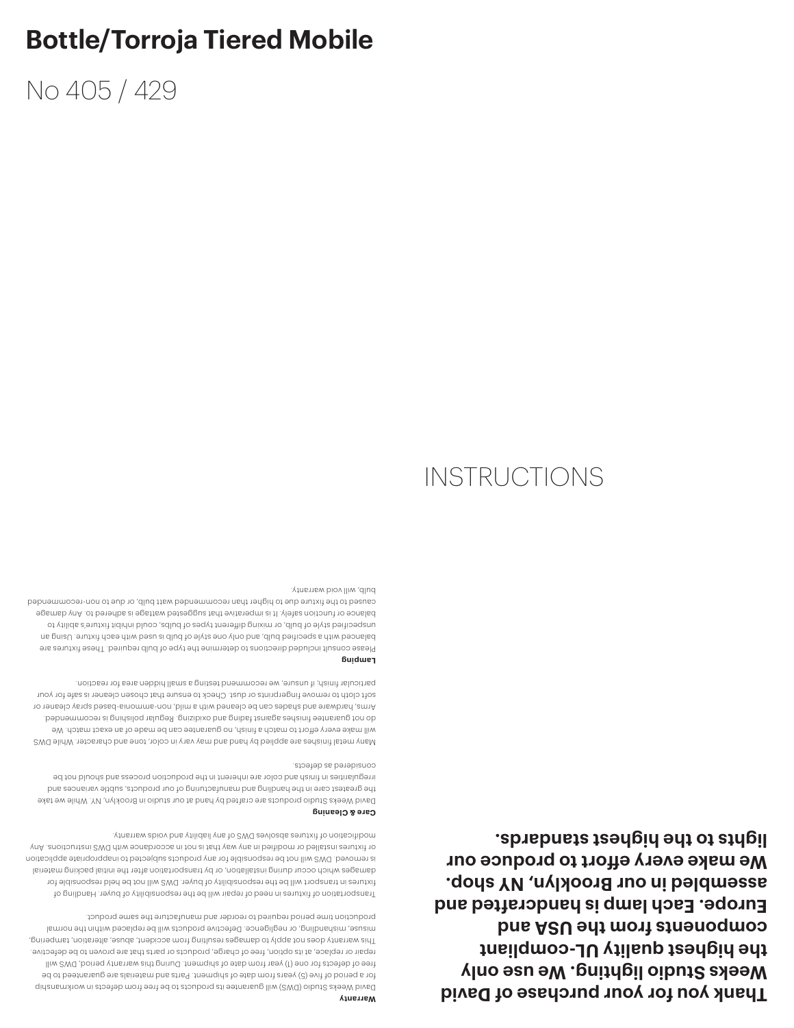# Bottle/Torroja Tiered Mobile

No 405 / 429

INSTRUCTIONS

**Thank you for your purchase of David Weeks Studio lighting. We use only the highest quality UL-compliant components from the USA and Europe. Each lamp is handcrafted and assembled in our Brooklyn, NY shop. We make every effort to produce our lights to the highest standards.**

**Warranty**

David Weeks Studio (DWS) will guarantee its products to be free from defects in workmanship for a period of five (5) years from date of shipment. Parts and materials are guaranteed to be free of defects for one (1) year from date of shipment. During this warranty period, DWS will repair or replace, at its option, free of charge, products or parts that are proven to be defective. This warranty does not apply to damages resulting from accident, abuse, alteration, tampering, misuse, mishandling, or negligence. Defective products will be replaced within the normal production time period required to reorder and manufacture the same product.

Transportation of fixtures in need of repair will be the responsibility of buyer. Handling of fixtures in transport will be the responsibility of buyer. DWS will not be held responsible for damages which occur during installation, or by transportation after the initial packing material is removed. DWS will not be responsible for any products subjected to inappropriate application or fixtures installed or modified in any way that is not in accordance with DWS instructions. Any modification of fixtures absolves DWS of any liability and voids warranty.

**Care & Cleaning**

David Weeks Studio products are crafted by hand at our studio in Brooklyn, NY. While we take the greatest care in the handling and manufacturing of our products, subtle variances and irregularities in finish and color are inherent in the production process and should not be considered as defects.

Many metal finishes are applied by hand and may vary in color, tone and character. While DWS will make every effort to match a finish, no guarantee can be made of an exact match. We do not guarantee finishes against fading and oxidizing. Regular polishing is recommended. Arms, hardware and shades can be cleaned with a mild, non-ammonia-based spray cleaner or soft cloth to remove fingerprints or dust. Check to ensure that chosen cleaner is safe for your particular finish, if unsure, we recommend testing a small hidden area for reaction.

**Lamping**

Please consult included directions to determine the type of bulb required. These fixtures are balanced with a specified bulb, and only one style of bulb is used with each fixture. Using an unspecified style of bulb, or mixing different types of bulbs, could inhibit fixture's ability to balance or function safely. It is imperative that suggested wattage is adhered to. Any damage caused to the fixture due to higher than recommended watt bulb, or due to non-recommended bulb, will void warranty.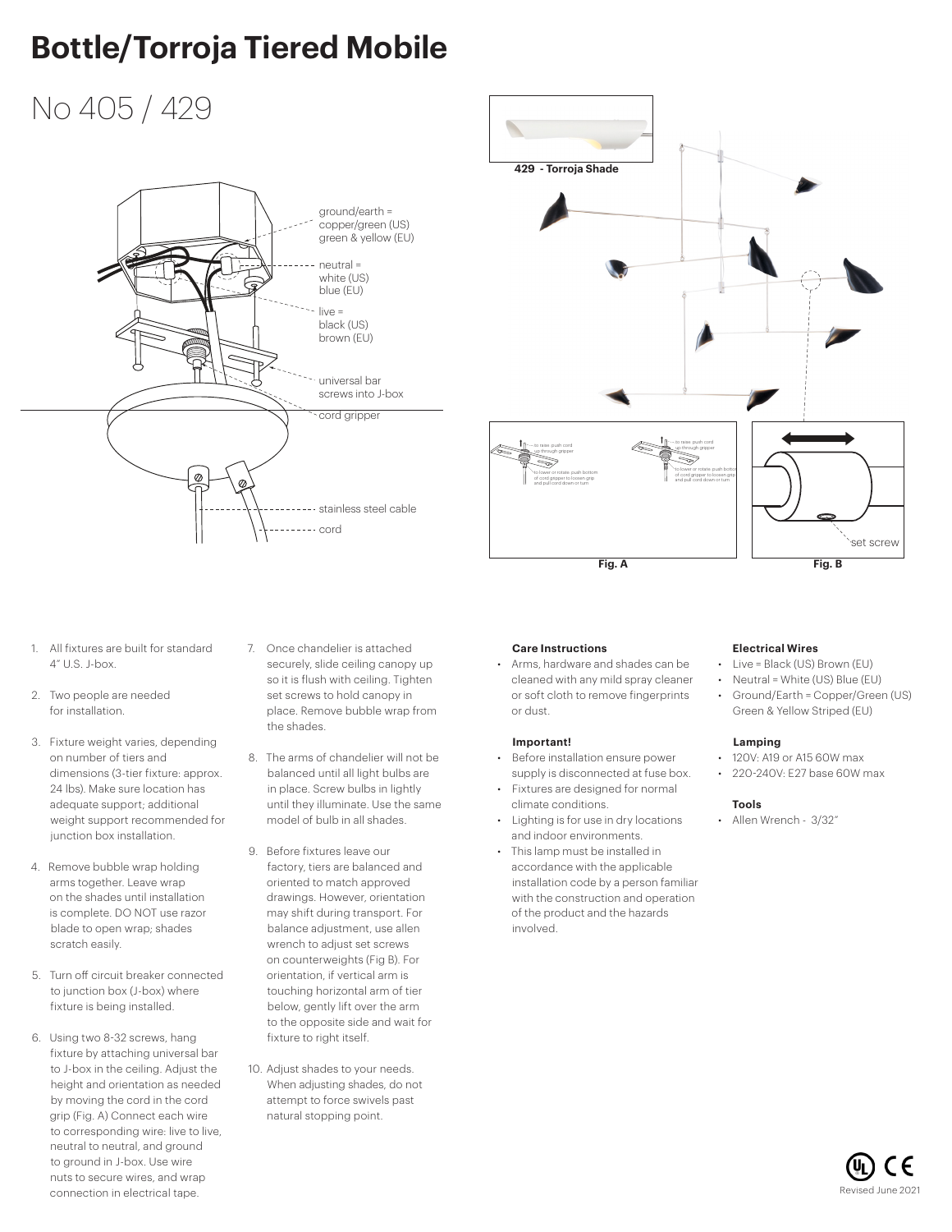# Bottle/Torroja Tiered Mobile

## No 405 / 429

ground/earth = copper/green (US) green & yellow (EU)

neutral = white (US) blue (EU)

live = black (US) brown (EU)

universal bar screws into J-box

cord gripper

stainless steel cable

cord

429 - Torroja Shade

to raise: push cord up through gripper

to lower or rotate: push bottom of cord gripper to loosen grip and pull cord down or turn

Fig. A

set screw

Fig. B

1. All fixtures are built for standard 4" U.S. J-box.
2. Two people are needed for installation.
3. Fixture weight varies, depending on number of tiers and dimensions (3-tier fixture: approx. 24 lbs). Make sure location has adequate support; additional weight support recommended for junction box installation.
4. Remove bubble wrap holding arms together. Leave wrap on the shades until installation is complete. DO NOT use razor blade to open wrap; shades scratch easily.
5. Turn off circuit breaker connected to junction box (J-box) where fixture is being installed.
6. Using two 8-32 screws, hang fixture by attaching universal bar to J-box in the ceiling. Adjust the height and orientation as needed by moving the cord in the cord grip (Fig. A) Connect each wire to corresponding wire: live to live, neutral to neutral, and ground to ground in J-box. Use wire nuts to secure wires, and wrap connection in electrical tape.
7. Once chandelier is attached securely, slide ceiling canopy up so it is flush with ceiling. Tighten set screws to hold canopy in place. Remove bubble wrap from the shades.
8. The arms of chandelier will not be balanced until all light bulbs are in place. Screw bulbs in lightly until they illuminate. Use the same model of bulb in all shades.
9. Before fixtures leave our factory, tiers are balanced and oriented to match approved drawings. However, orientation may shift during transport. For balance adjustment, use allen wrench to adjust set screws on counterweights (Fig B). For orientation, if vertical arm is touching horizontal arm of tier below, gently lift over the arm to the opposite side and wait for fixture to right itself.
10. Adjust shades to your needs. When adjusting shades, do not attempt to force swivels past natural stopping point.

### Care Instructions

- Arms, hardware and shades can be cleaned with any mild spray cleaner or soft cloth to remove fingerprints or dust.

### Important!

- Before installation ensure power supply is disconnected at fuse box.
- Fixtures are designed for normal climate conditions.
- Lighting is for use in dry locations and indoor environments.
- This lamp must be installed in accordance with the applicable installation code by a person familiar with the construction and operation of the product and the hazards involved.

### Electrical Wires

- Live = Black (US) Brown (EU)
- Neutral = White (US) Blue (EU)
- Ground/Earth = Copper/Green (US) Green & Yellow Striped (EU)

### Lamping

- 120V: A19 or A15 60W max
- 220-240V: E27 base 60W max

### Tools

- Allen Wrench - 3/32"

Revised June 2021